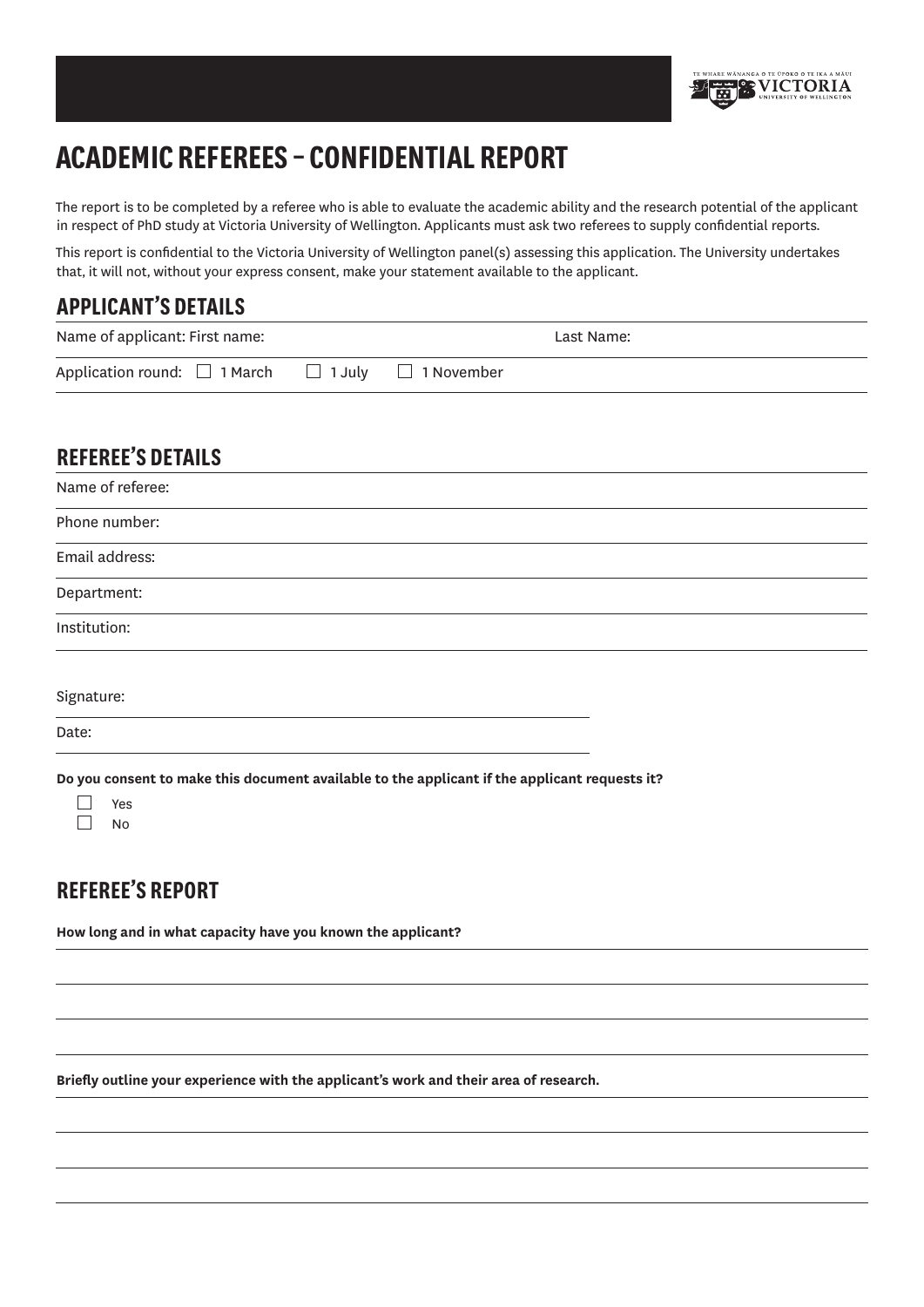# ACADEMIC REFEREES – CONFIDENTIAL REPORT

The report is to be completed by a referee who is able to evaluate the academic ability and the research potential of the applicant in respect of PhD study at Victoria University of Wellington. Applicants must ask two referees to supply confidential reports.

This report is confidential to the Victoria University of Wellington panel(s) assessing this application. The University undertakes that, it will not, without your express consent, make your statement available to the applicant.

## APPLICANT'S DETAILS

Name of applicant: First name: Last Name:

Application round: ☐ 1 March ☐ 1 July ☐ 1 November

## REFEREE'S DETAILS

Name of referee:

Phone number:

Email address:

Department:

Institution:

Signature:

Date:

**Do you consent to make this document available to the applicant if the applicant requests it?**

☐ Yes
☐ No

## REFEREE'S REPORT

**How long and in what capacity have you known the applicant?**

**Briefly outline your experience with the applicant's work and their area of research.**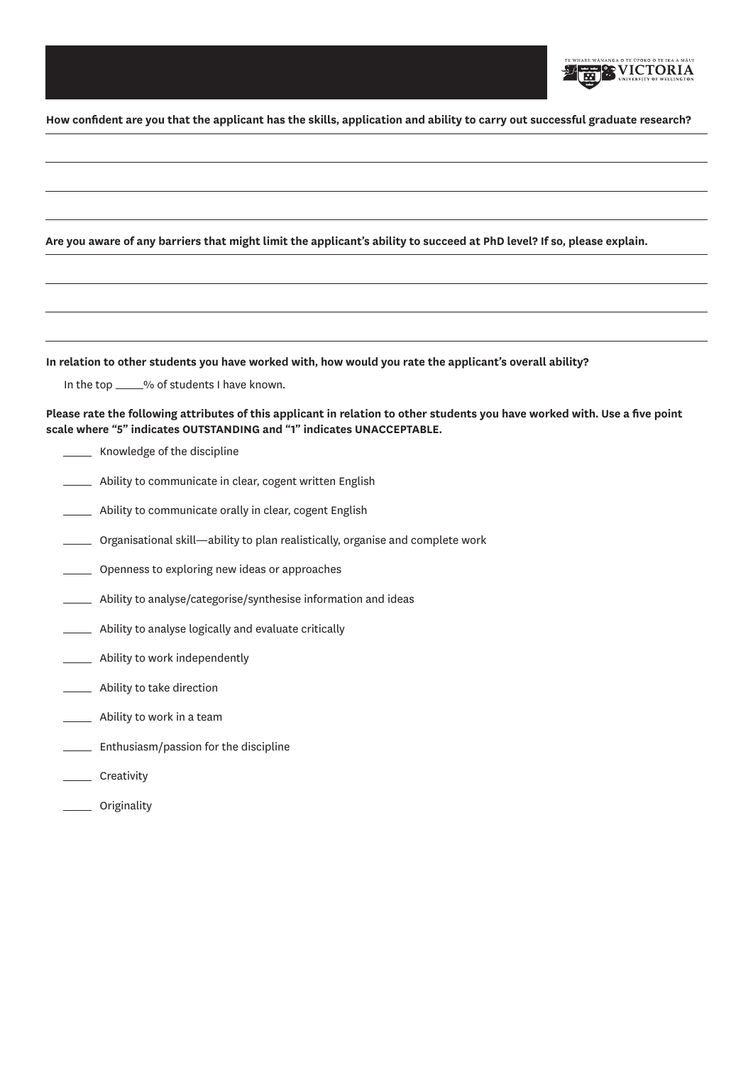**How confident are you that the applicant has the skills, application and ability to carry out successful graduate research?**

______________________________________________________________________

______________________________________________________________________

______________________________________________________________________

**Are you aware of any barriers that might limit the applicant's ability to succeed at PhD level? If so, please explain.**

______________________________________________________________________

______________________________________________________________________

______________________________________________________________________

**In relation to other students you have worked with, how would you rate the applicant's overall ability?**

In the top _____% of students I have known.

**Please rate the following attributes of this applicant in relation to other students you have worked with. Use a five point scale where "5" indicates OUTSTANDING and "1" indicates UNACCEPTABLE.**

_____ Knowledge of the discipline

_____ Ability to communicate in clear, cogent written English

_____ Ability to communicate orally in clear, cogent English

_____ Organisational skill—ability to plan realistically, organise and complete work

_____ Openness to exploring new ideas or approaches

_____ Ability to analyse/categorise/synthesise information and ideas

_____ Ability to analyse logically and evaluate critically

_____ Ability to work independently

_____ Ability to take direction

_____ Ability to work in a team

_____ Enthusiasm/passion for the discipline

_____ Creativity

_____ Originality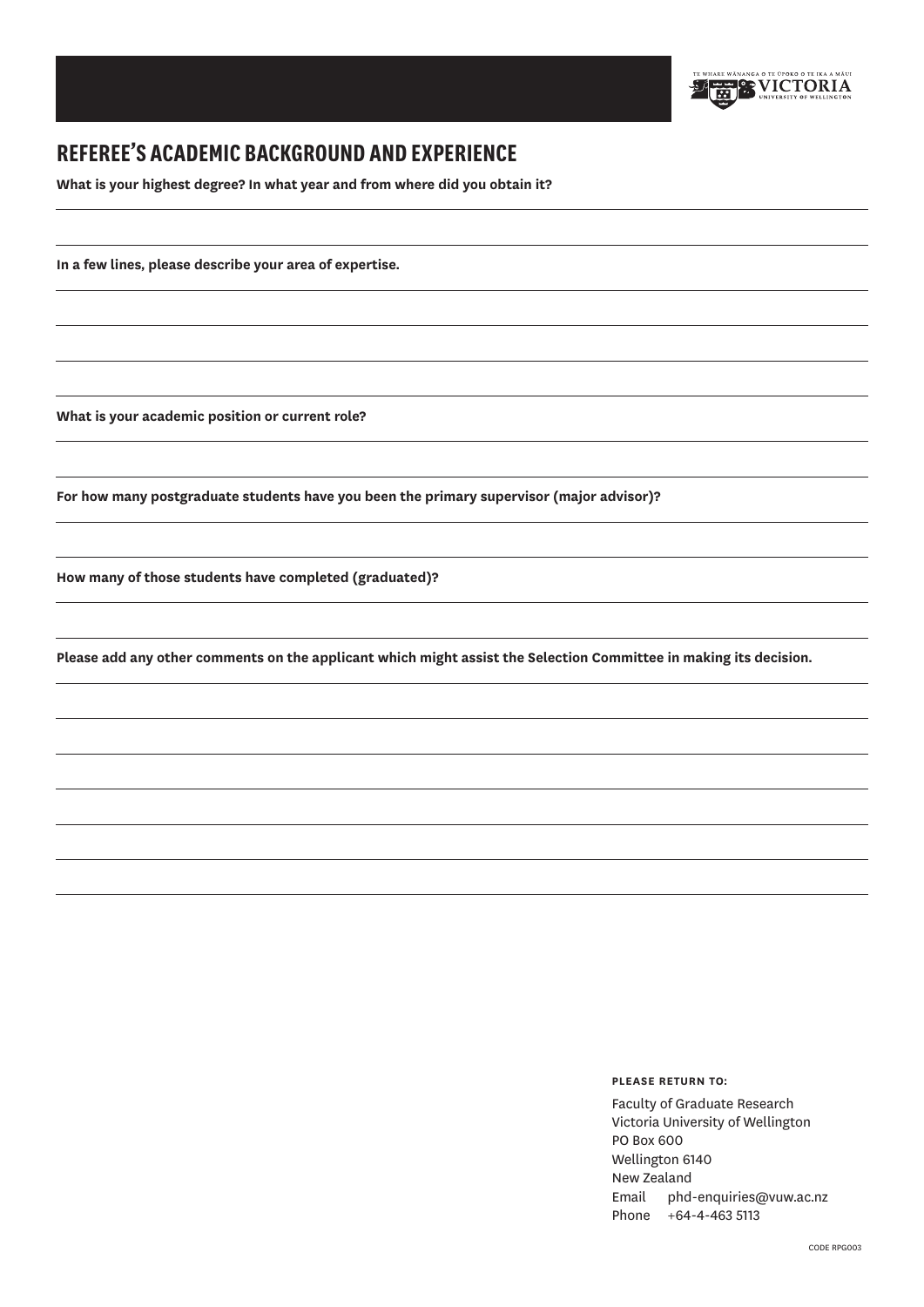## REFEREE'S ACADEMIC BACKGROUND AND EXPERIENCE

**What is your highest degree? In what year and from where did you obtain it?**

**In a few lines, please describe your area of expertise.**

**What is your academic position or current role?**

**For how many postgraduate students have you been the primary supervisor (major advisor)?**

**How many of those students have completed (graduated)?**

**Please add any other comments on the applicant which might assist the Selection Committee in making its decision.**

**PLEASE RETURN TO:**

Faculty of Graduate Research
Victoria University of Wellington
PO Box 600
Wellington 6140
New Zealand
Email phd-enquiries@vuw.ac.nz
Phone +64-4-463 5113

CODE RPG003